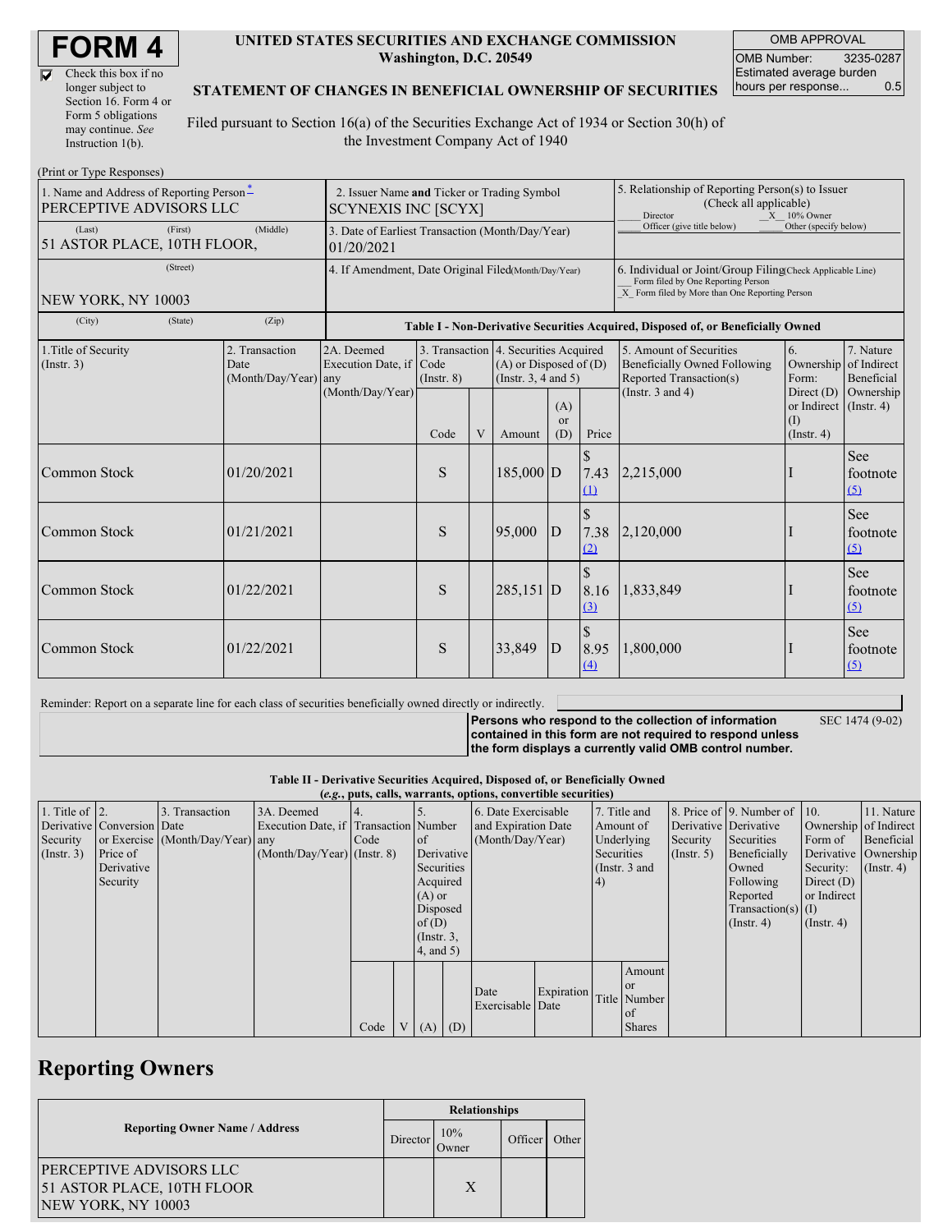# FORM 4

☑ Check this box if no longer subject to Section 16. Form 4 or Form 5 obligations may continue. *See* Instruction 1(b).

**UNITED STATES SECURITIES AND EXCHANGE COMMISSION**
**Washington, D.C. 20549**

**STATEMENT OF CHANGES IN BENEFICIAL OWNERSHIP OF SECURITIES**

Filed pursuant to Section 16(a) of the Securities Exchange Act of 1934 or Section 30(h) of the Investment Company Act of 1940

| OMB APPROVAL | |
|---|---|
| OMB Number: | 3235-0287 |
| Estimated average burden hours per response... | 0.5 |

(Print or Type Responses)

| 1. Name and Address of Reporting Person * | 2. Issuer Name **and** Ticker or Trading Symbol | 5. Relationship of Reporting Person(s) to Issuer (Check all applicable) |
|---|---|---|
| PERCEPTIVE ADVISORS LLC | SCYNEXIS INC [SCYX] | ___ Director _X_ 10% Owner ___ Officer (give title below) ___ Other (specify below) |
| (Last) (First) (Middle) 51 ASTOR PLACE, 10TH FLOOR, | 3. Date of Earliest Transaction (Month/Day/Year) 01/20/2021 | |
| (Street) NEW YORK, NY 10003 | 4. If Amendment, Date Original Filed (Month/Day/Year) | 6. Individual or Joint/Group Filing (Check Applicable Line) ___ Form filed by One Reporting Person _X_ Form filed by More than One Reporting Person |
| (City) (State) (Zip) | | |

**Table I - Non-Derivative Securities Acquired, Disposed of, or Beneficially Owned**

| 1.Title of Security (Instr. 3) | 2. Transaction Date (Month/Day/Year) | 2A. Deemed Execution Date, if any (Month/Day/Year) | 3. Transaction Code (Instr. 8) | | 4. Securities Acquired (A) or Disposed of (D) (Instr. 3, 4 and 5) | | | 5. Amount of Securities Beneficially Owned Following Reported Transaction(s) (Instr. 3 and 4) | 6. Ownership Form: Direct (D) or Indirect (I) (Instr. 4) | 7. Nature of Indirect Beneficial Ownership (Instr. 4) |
|---|---|---|---|---|---|---|---|---|---|---|
| | | | Code | V | Amount | (A) or (D) | Price | | | |
| Common Stock | 01/20/2021 | | S | | 185,000 | D | $ 7.43 (1) | 2,215,000 | I | See footnote (5) |
| Common Stock | 01/21/2021 | | S | | 95,000 | D | $ 7.38 (2) | 2,120,000 | I | See footnote (5) |
| Common Stock | 01/22/2021 | | S | | 285,151 | D | $ 8.16 (3) | 1,833,849 | I | See footnote (5) |
| Common Stock | 01/22/2021 | | S | | 33,849 | D | $ 8.95 (4) | 1,800,000 | I | See footnote (5) |

Reminder: Report on a separate line for each class of securities beneficially owned directly or indirectly.

**Persons who respond to the collection of information contained in this form are not required to respond unless the form displays a currently valid OMB control number.** SEC 1474 (9-02)

**Table II - Derivative Securities Acquired, Disposed of, or Beneficially Owned**
**(*e.g.*, puts, calls, warrants, options, convertible securities)**

| 1. Title of Derivative Security (Instr. 3) | 2. Conversion or Exercise Price of Derivative Security | 3. Transaction Date (Month/Day/Year) | 3A. Deemed Execution Date, if any (Month/Day/Year) | 4. Transaction Code (Instr. 8) | | 5. Number of Derivative Securities Acquired (A) or Disposed of (D) (Instr. 3, 4, and 5) | | 6. Date Exercisable and Expiration Date (Month/Day/Year) | | 7. Title and Amount of Underlying Securities (Instr. 3 and 4) | | 8. Price of Derivative Security (Instr. 5) | 9. Number of Derivative Securities Beneficially Owned Following Reported Transaction(s) (Instr. 4) | 10. Ownership Form of Derivative Security: Direct (D) or Indirect (I) (Instr. 4) | 11. Nature of Indirect Beneficial Ownership (Instr. 4) |
|---|---|---|---|---|---|---|---|---|---|---|---|---|---|---|---|
| | | | | Code | V | (A) | (D) | Date Exercisable | Expiration Date | Title | Amount or Number of Shares | | | | |

## Reporting Owners

| Reporting Owner Name / Address | Relationships | | | |
|---|---|---|---|---|
| | Director | 10% Owner | Officer | Other |
| PERCEPTIVE ADVISORS LLC 51 ASTOR PLACE, 10TH FLOOR NEW YORK, NY 10003 | | X | | |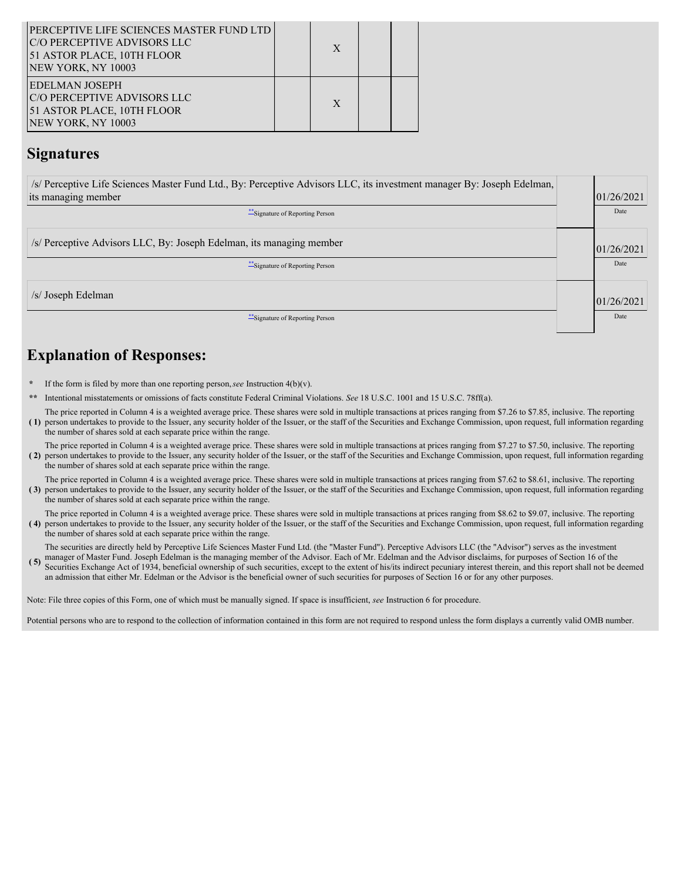| | | | | |
|---|---|---|---|---|
| PERCEPTIVE LIFE SCIENCES MASTER FUND LTD<br>C/O PERCEPTIVE ADVISORS LLC<br>51 ASTOR PLACE, 10TH FLOOR<br>NEW YORK, NY 10003 | | X | | |
| EDELMAN JOSEPH<br>C/O PERCEPTIVE ADVISORS LLC<br>51 ASTOR PLACE, 10TH FLOOR<br>NEW YORK, NY 10003 | | X | | |

## Signatures

| | |
|---|---|
| /s/ Perceptive Life Sciences Master Fund Ltd., By: Perceptive Advisors LLC, its investment manager By: Joseph Edelman, its managing member | 01/26/2021 |
| **Signature of Reporting Person | Date |
| /s/ Perceptive Advisors LLC, By: Joseph Edelman, its managing member | 01/26/2021 |
| **Signature of Reporting Person | Date |
| /s/ Joseph Edelman | 01/26/2021 |
| **Signature of Reporting Person | Date |

## Explanation of Responses:

\* If the form is filed by more than one reporting person, *see* Instruction 4(b)(v).

** Intentional misstatements or omissions of facts constitute Federal Criminal Violations. *See* 18 U.S.C. 1001 and 15 U.S.C. 78ff(a).

( 1) The price reported in Column 4 is a weighted average price. These shares were sold in multiple transactions at prices ranging from $7.26 to $7.85, inclusive. The reporting person undertakes to provide to the Issuer, any security holder of the Issuer, or the staff of the Securities and Exchange Commission, upon request, full information regarding the number of shares sold at each separate price within the range.

( 2) The price reported in Column 4 is a weighted average price. These shares were sold in multiple transactions at prices ranging from $7.27 to $7.50, inclusive. The reporting person undertakes to provide to the Issuer, any security holder of the Issuer, or the staff of the Securities and Exchange Commission, upon request, full information regarding the number of shares sold at each separate price within the range.

( 3) The price reported in Column 4 is a weighted average price. These shares were sold in multiple transactions at prices ranging from $7.62 to $8.61, inclusive. The reporting person undertakes to provide to the Issuer, any security holder of the Issuer, or the staff of the Securities and Exchange Commission, upon request, full information regarding the number of shares sold at each separate price within the range.

( 4) The price reported in Column 4 is a weighted average price. These shares were sold in multiple transactions at prices ranging from $8.62 to $9.07, inclusive. The reporting person undertakes to provide to the Issuer, any security holder of the Issuer, or the staff of the Securities and Exchange Commission, upon request, full information regarding the number of shares sold at each separate price within the range.

( 5) The securities are directly held by Perceptive Life Sciences Master Fund Ltd. (the "Master Fund"). Perceptive Advisors LLC (the "Advisor") serves as the investment manager of Master Fund. Joseph Edelman is the managing member of the Advisor. Each of Mr. Edelman and the Advisor disclaims, for purposes of Section 16 of the Securities Exchange Act of 1934, beneficial ownership of such securities, except to the extent of his/its indirect pecuniary interest therein, and this report shall not be deemed an admission that either Mr. Edelman or the Advisor is the beneficial owner of such securities for purposes of Section 16 or for any other purposes.

Note: File three copies of this Form, one of which must be manually signed. If space is insufficient, *see* Instruction 6 for procedure.

Potential persons who are to respond to the collection of information contained in this form are not required to respond unless the form displays a currently valid OMB number.